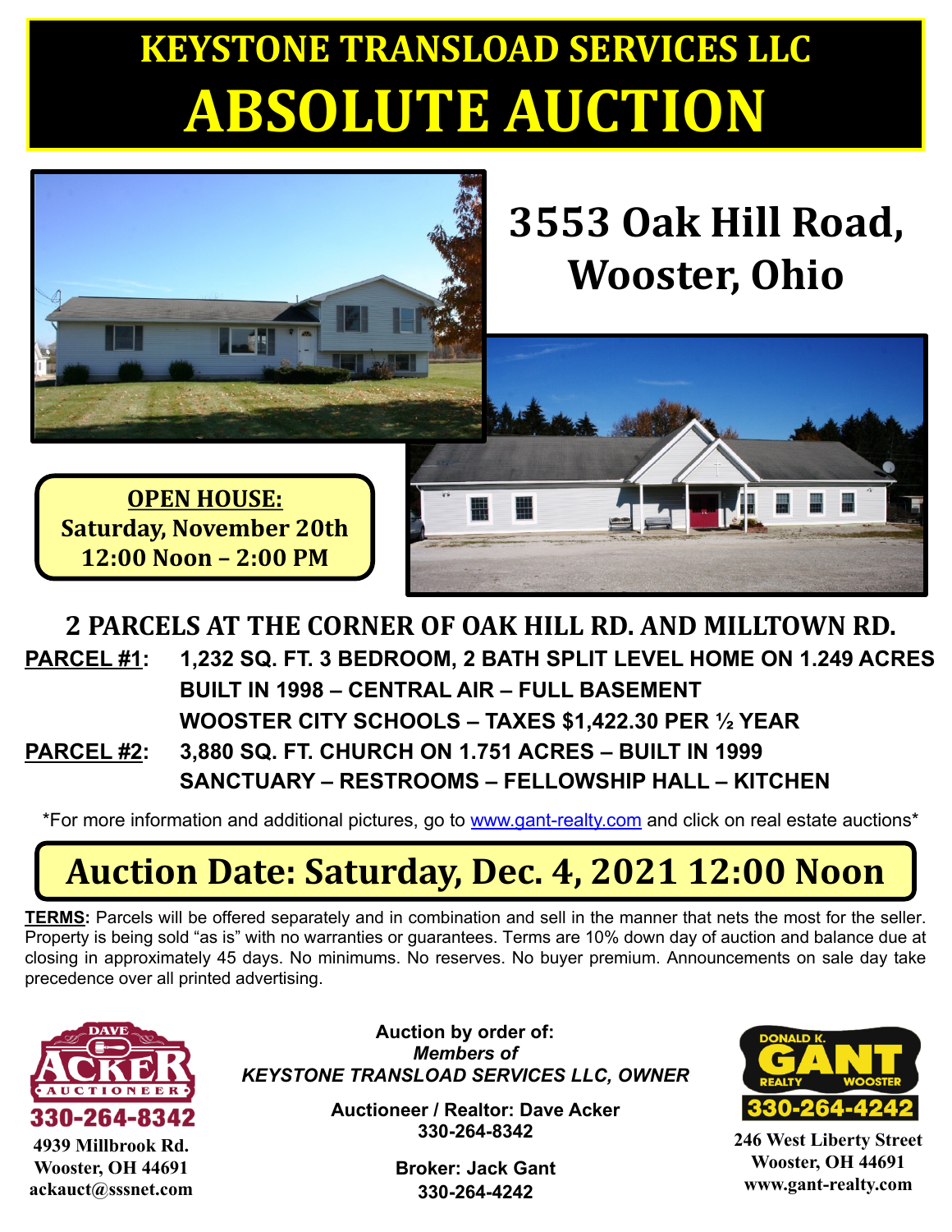# KEYSTONE TRANSLOAD SERVICES LLC
# ABSOLUTE AUCTION

## 3553 Oak Hill Road, Wooster, Ohio

**OPEN HOUSE:**
**Saturday, November 20th**
**12:00 Noon – 2:00 PM**

## 2 PARCELS AT THE CORNER OF OAK HILL RD. AND MILLTOWN RD.

**PARCEL #1:** 1,232 SQ. FT. 3 BEDROOM, 2 BATH SPLIT LEVEL HOME ON 1.249 ACRES
BUILT IN 1998 – CENTRAL AIR – FULL BASEMENT
WOOSTER CITY SCHOOLS – TAXES $1,422.30 PER ½ YEAR

**PARCEL #2:** 3,880 SQ. FT. CHURCH ON 1.751 ACRES – BUILT IN 1999
SANCTUARY – RESTROOMS – FELLOWSHIP HALL – KITCHEN

*For more information and additional pictures, go to www.gant-realty.com and click on real estate auctions*

## Auction Date: Saturday, Dec. 4, 2021 12:00 Noon

**TERMS:** Parcels will be offered separately and in combination and sell in the manner that nets the most for the seller. Property is being sold "as is" with no warranties or guarantees. Terms are 10% down day of auction and balance due at closing in approximately 45 days. No minimums. No reserves. No buyer premium. Announcements on sale day take precedence over all printed advertising.

DAVE ACKER AUCTIONEER
330-264-8342
4939 Millbrook Rd.
Wooster, OH 44691
ackauct@sssnet.com

**Auction by order of:**
***Members of***
***KEYSTONE TRANSLOAD SERVICES LLC, OWNER***

**Auctioneer / Realtor: Dave Acker**
**330-264-8342**

**Broker: Jack Gant**
**330-264-4242**

DONALD K. GANT REALTY WOOSTER
330-264-4242
246 West Liberty Street
Wooster, OH 44691
www.gant-realty.com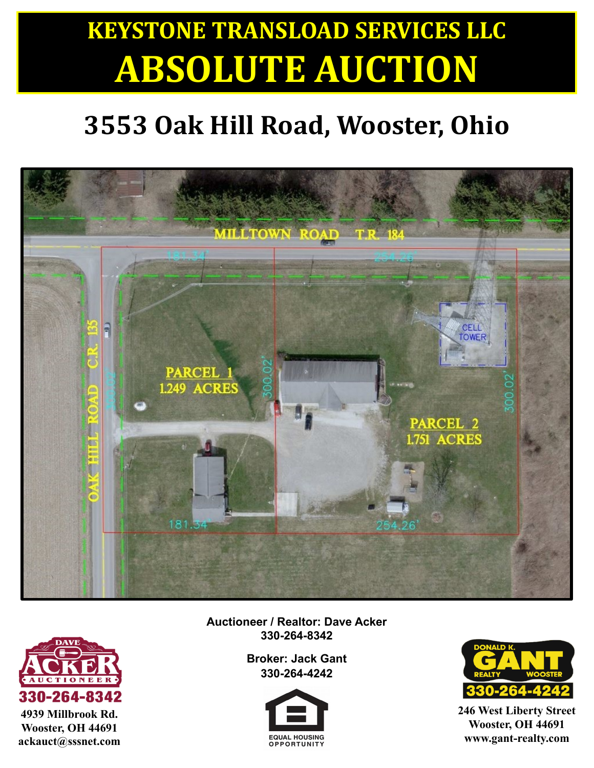# KEYSTONE TRANSLOAD SERVICES LLC

# ABSOLUTE AUCTION

## 3553 Oak Hill Road, Wooster, Ohio

MILLTOWN ROAD T.R. 184

OAK HILL ROAD C.R. 135

PARCEL 1
1.249 ACRES

PARCEL 2
1.751 ACRES

CELL TOWER

181.34'

254.26'

300.02'

300.02'

300.02'

181.34'

254.26'

**Auctioneer / Realtor: Dave Acker**
**330-264-8342**

**Broker: Jack Gant**
**330-264-4242**

EQUAL HOUSING OPPORTUNITY

DAVE ACKER AUCTIONEER
330-264-8342
4939 Millbrook Rd.
Wooster, OH 44691
ackauct@sssnet.com

DONALD K. GANT REALTY WOOSTER
330-264-4242
246 West Liberty Street
Wooster, OH 44691
www.gant-realty.com